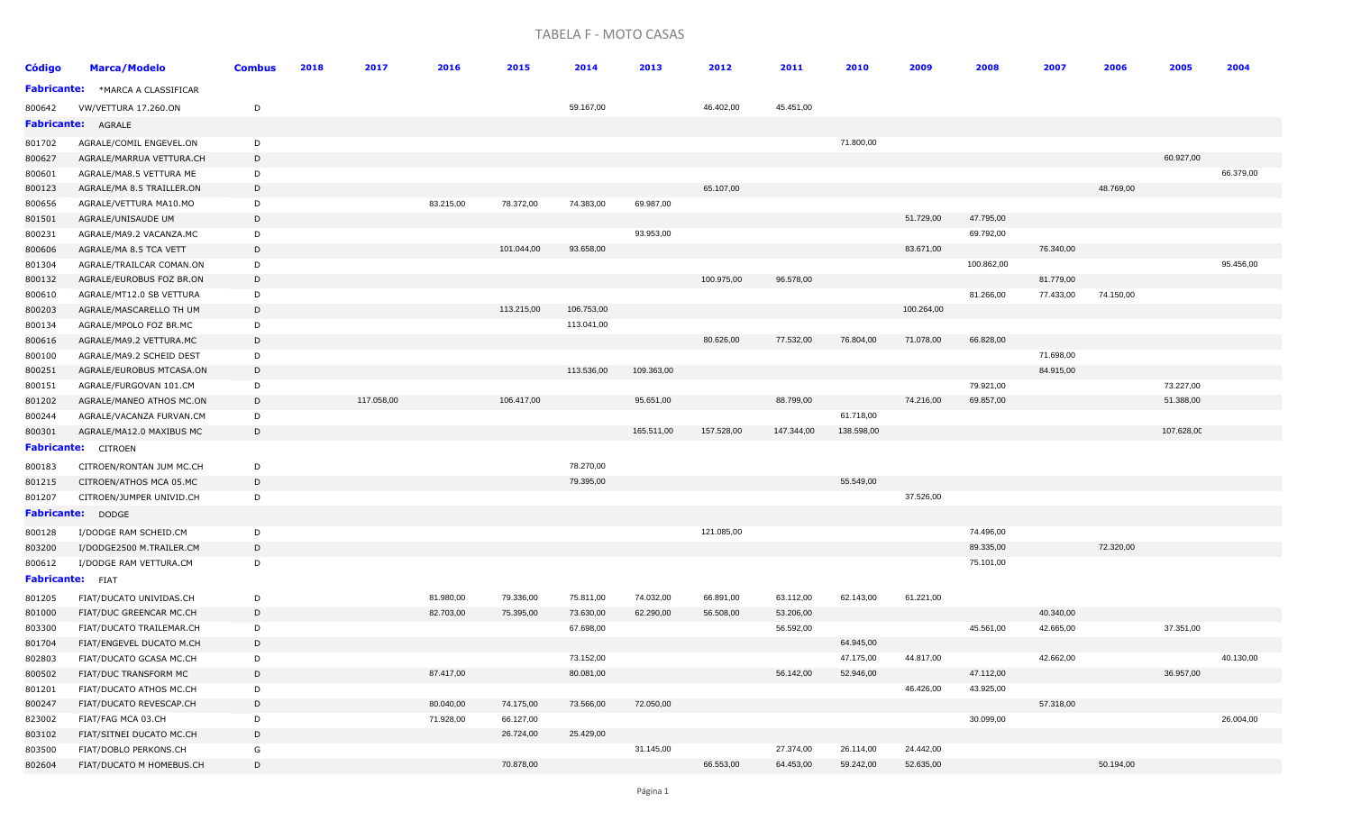# TABELA F - MOTO CASAS

| Código | Marca/Modelo | Combus | 2018 | 2017 | 2016 | 2015 | 2014 | 2013 | 2012 | 2011 | 2010 | 2009 | 2008 | 2007 | 2006 | 2005 | 2004 |
|---|---|---|---|---|---|---|---|---|---|---|---|---|---|---|---|---|---|
| **Fabricante:** | *MARCA A CLASSIFICAR | | | | | | | | | | | | | | | | |
| 800642 | VW/VETTURA 17.260.ON | D | | | | | 59.167,00 | | 46.402,00 | 45.451,00 | | | | | | | |
| **Fabricante:** | AGRALE | | | | | | | | | | | | | | | | |
| 801702 | AGRALE/COMIL ENGEVEL.ON | D | | | | | | | | | 71.800,00 | | | | | | |
| 800627 | AGRALE/MARRUA VETTURA.CH | D | | | | | | | | | | | | | | 60.927,00 | |
| 800601 | AGRALE/MA8.5 VETTURA ME | D | | | | | | | | | | | | | | | 66.379,00 |
| 800123 | AGRALE/MA 8.5 TRAILLER.ON | D | | | | | | | 65.107,00 | | | | | | 48.769,00 | | |
| 800656 | AGRALE/VETTURA MA10.MO | D | | | 83.215,00 | 78.372,00 | 74.383,00 | 69.987,00 | | | | | | | | | |
| 801501 | AGRALE/UNISAUDE UM | D | | | | | | | | | | 51.729,00 | 47.795,00 | | | | |
| 800231 | AGRALE/MA9.2 VACANZA.MC | D | | | | | | 93.953,00 | | | | | 69.792,00 | | | | |
| 800606 | AGRALE/MA 8.5 TCA VETT | D | | | | 101.044,00 | 93.658,00 | | | | | 83.671,00 | | 76.340,00 | | | |
| 801304 | AGRALE/TRAILCAR COMAN.ON | D | | | | | | | | | | | 100.862,00 | | | | 95.456,00 |
| 800132 | AGRALE/EUROBUS FOZ BR.ON | D | | | | | | | 100.975,00 | 96.578,00 | | | | 81.779,00 | | | |
| 800610 | AGRALE/MT12.0 SB VETTURA | D | | | | | | | | | | | 81.266,00 | 77.433,00 | 74.150,00 | | |
| 800203 | AGRALE/MASCARELLO TH UM | D | | | | 113.215,00 | 106.753,00 | | | | | 100.264,00 | | | | | |
| 800134 | AGRALE/MPOLO FOZ BR.MC | D | | | | | 113.041,00 | | | | | | | | | | |
| 800616 | AGRALE/MA9.2 VETTURA.MC | D | | | | | | | 80.626,00 | 77.532,00 | 76.804,00 | 71.078,00 | 66.828,00 | | | | |
| 800100 | AGRALE/MA9.2 SCHEID DEST | D | | | | | | | | | | | | 71.698,00 | | | |
| 800251 | AGRALE/EUROBUS MTCASA.ON | D | | | | | 113.536,00 | 109.363,00 | | | | | | 84.915,00 | | | |
| 800151 | AGRALE/FURGOVAN 101.CM | D | | | | | | | | | | | 79.921,00 | | | 73.227,00 | |
| 801202 | AGRALE/MANEO ATHOS MC.ON | D | | 117.058,00 | | 106.417,00 | | 95.651,00 | | 88.799,00 | | 74.216,00 | 69.857,00 | | | 51.388,00 | |
| 800244 | AGRALE/VACANZA FURVAN.CM | D | | | | | | | | | 61.718,00 | | | | | | |
| 800301 | AGRALE/MA12.0 MAXIBUS MC | D | | | | | | 165.511,00 | 157.528,00 | 147.344,00 | 138.598,00 | | | | | 107.628,00 | |
| **Fabricante:** | CITROEN | | | | | | | | | | | | | | | | |
| 800183 | CITROEN/RONTAN JUM MC.CH | D | | | | | 78.270,00 | | | | | | | | | | |
| 801215 | CITROEN/ATHOS MCA 05.MC | D | | | | | 79.395,00 | | | | 55.549,00 | | | | | | |
| 801207 | CITROEN/JUMPER UNIVID.CH | D | | | | | | | | | | 37.526,00 | | | | | |
| **Fabricante:** | DODGE | | | | | | | | | | | | | | | | |
| 800128 | I/DODGE RAM SCHEID.CM | D | | | | | | | 121.085,00 | | | | 74.496,00 | | | | |
| 803200 | I/DODGE2500 M.TRAILER.CM | D | | | | | | | | | | | 89.335,00 | | 72.320,00 | | |
| 800612 | I/DODGE RAM VETTURA.CM | D | | | | | | | | | | | 75.101,00 | | | | |
| **Fabricante:** | FIAT | | | | | | | | | | | | | | | | |
| 801205 | FIAT/DUCATO UNIVIDAS.CH | D | | | 81.980,00 | 79.336,00 | 75.811,00 | 74.032,00 | 66.891,00 | 63.112,00 | 62.143,00 | 61.221,00 | | | | | |
| 801000 | FIAT/DUC GREENCAR MC.CH | D | | | 82.703,00 | 75.395,00 | 73.630,00 | 62.290,00 | 56.508,00 | 53.206,00 | | | | 40.340,00 | | | |
| 803300 | FIAT/DUCATO TRAILEMAR.CH | D | | | | | 67.698,00 | | | 56.592,00 | | | 45.561,00 | 42.665,00 | | 37.351,00 | |
| 801704 | FIAT/ENGEVEL DUCATO M.CH | D | | | | | | | | | 64.945,00 | | | | | | |
| 802803 | FIAT/DUCATO GCASA MC.CH | D | | | | | 73.152,00 | | | | 47.175,00 | 44.817,00 | | 42.662,00 | | | 40.130,00 |
| 800502 | FIAT/DUC TRANSFORM MC | D | | | 87.417,00 | | 80.081,00 | | | 56.142,00 | 52.946,00 | | 47.112,00 | | | 36.957,00 | |
| 801201 | FIAT/DUCATO ATHOS MC.CH | D | | | | | | | | | | 46.426,00 | 43.925,00 | | | | |
| 800247 | FIAT/DUCATO REVESCAP.CH | D | | | 80.040,00 | 74.175,00 | 73.566,00 | 72.050,00 | | | | | | 57.318,00 | | | |
| 823002 | FIAT/FAG MCA 03.CH | D | | | 71.928,00 | 66.127,00 | | | | | | | 30.099,00 | | | | 26.004,00 |
| 803102 | FIAT/SITNEI DUCATO MC.CH | D | | | | 26.724,00 | 25.429,00 | | | | | | | | | | |
| 803500 | FIAT/DOBLO PERKONS.CH | G | | | | | | 31.145,00 | | 27.374,00 | 26.114,00 | 24.442,00 | | | | | |
| 802604 | FIAT/DUCATO M HOMEBUS.CH | D | | | | 70.878,00 | | | 66.553,00 | 64.453,00 | 59.242,00 | 52.635,00 | | | 50.194,00 | | |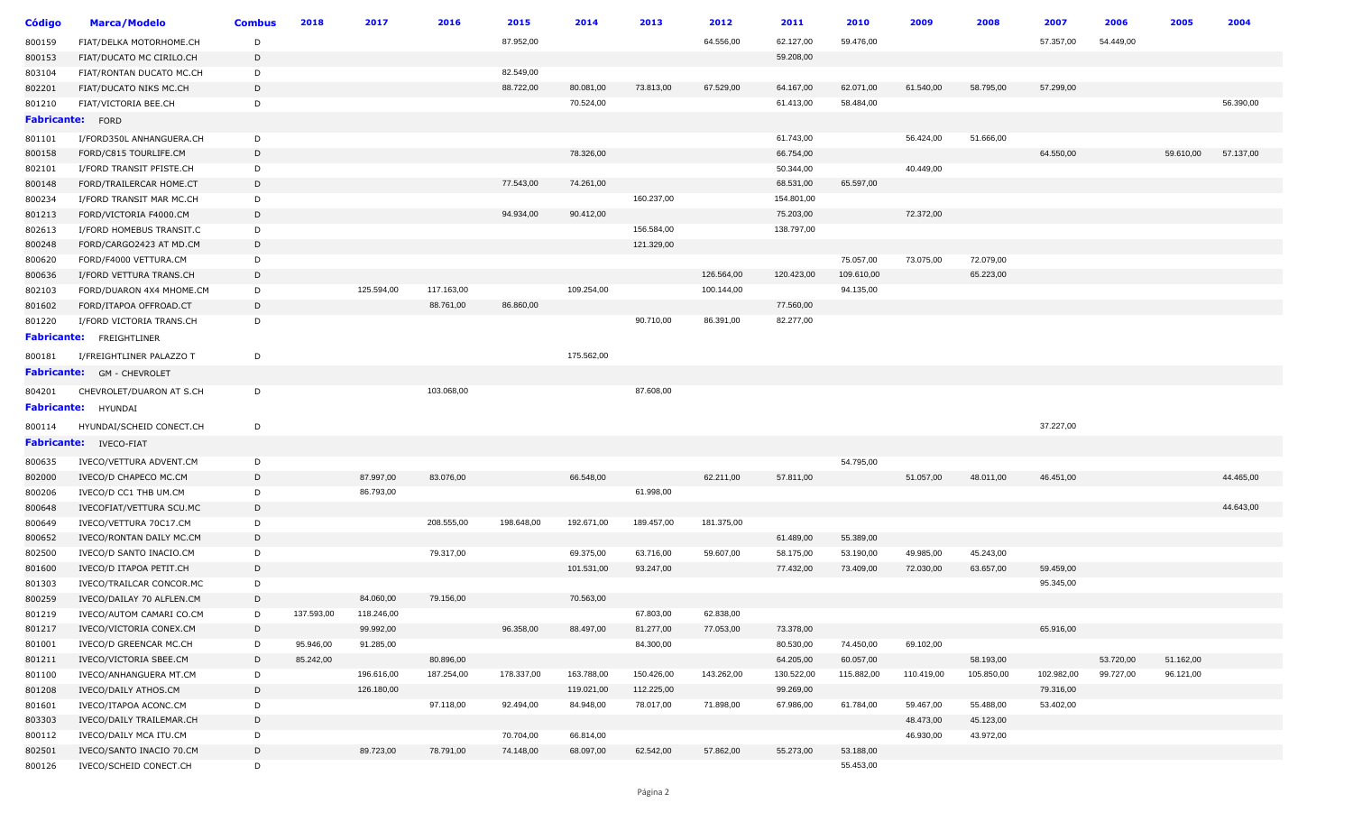| Código | Marca/Modelo | Combus | 2018 | 2017 | 2016 | 2015 | 2014 | 2013 | 2012 | 2011 | 2010 | 2009 | 2008 | 2007 | 2006 | 2005 | 2004 |
|---|---|---|---|---|---|---|---|---|---|---|---|---|---|---|---|---|---|
| 800159 | FIAT/DELKA MOTORHOME.CH | D | | | | 87.952,00 | | | 64.556,00 | 62.127,00 | 59.476,00 | | | 57.357,00 | 54.449,00 | | |
| 800153 | FIAT/DUCATO MC CIRILO.CH | D | | | | | | | | 59.208,00 | | | | | | | |
| 803104 | FIAT/RONTAN DUCATO MC.CH | D | | | | 82.549,00 | | | | | | | | | | | |
| 802201 | FIAT/DUCATO NIKS MC.CH | D | | | | 88.722,00 | 80.081,00 | 73.813,00 | 67.529,00 | 64.167,00 | 62.071,00 | 61.540,00 | 58.795,00 | 57.299,00 | | | |
| 801210 | FIAT/VICTORIA BEE.CH | D | | | | | 70.524,00 | | | 61.413,00 | 58.484,00 | | | | | | 56.390,00 |
| **Fabricante:** | FORD | | | | | | | | | | | | | | | | |
| 801101 | I/FORD350L ANHANGUERA.CH | D | | | | | | | | 61.743,00 | | 56.424,00 | 51.666,00 | | | | |
| 800158 | FORD/C815 TOURLIFE.CM | D | | | | | 78.326,00 | | | 66.754,00 | | | | 64.550,00 | | 59.610,00 | 57.137,00 |
| 802101 | I/FORD TRANSIT PFISTE.CH | D | | | | | | | | 50.344,00 | | 40.449,00 | | | | | |
| 800148 | FORD/TRAILERCAR HOME.CT | D | | | | 77.543,00 | 74.261,00 | | | 68.531,00 | 65.597,00 | | | | | | |
| 800234 | I/FORD TRANSIT MAR MC.CH | D | | | | | | 160.237,00 | | 154.801,00 | | | | | | | |
| 801213 | FORD/VICTORIA F4000.CM | D | | | | 94.934,00 | 90.412,00 | | | 75.203,00 | | 72.372,00 | | | | | |
| 802613 | I/FORD HOMEBUS TRANSIT.C | D | | | | | | 156.584,00 | | 138.797,00 | | | | | | | |
| 800248 | FORD/CARGO2423 AT MD.CM | D | | | | | | 121.329,00 | | | | | | | | | |
| 800620 | FORD/F4000 VETTURA.CM | D | | | | | | | | | 75.057,00 | 73.075,00 | 72.079,00 | | | | |
| 800636 | I/FORD VETTURA TRANS.CH | D | | | | | | | 126.564,00 | 120.423,00 | 109.610,00 | | 65.223,00 | | | | |
| 802103 | FORD/DUARON 4X4 MHOME.CM | D | | 125.594,00 | 117.163,00 | | 109.254,00 | | 100.144,00 | | 94.135,00 | | | | | | |
| 801602 | FORD/ITAPOA OFFROAD.CT | D | | | 88.761,00 | 86.860,00 | | | | 77.560,00 | | | | | | | |
| 801220 | I/FORD VICTORIA TRANS.CH | D | | | | | | 90.710,00 | 86.391,00 | 82.277,00 | | | | | | | |
| **Fabricante:** | FREIGHTLINER | | | | | | | | | | | | | | | | |
| 800181 | I/FREIGHTLINER PALAZZO T | D | | | | | 175.562,00 | | | | | | | | | | |
| **Fabricante:** | GM - CHEVROLET | | | | | | | | | | | | | | | | |
| 804201 | CHEVROLET/DUARON AT S.CH | D | | | 103.068,00 | | | 87.608,00 | | | | | | | | | |
| **Fabricante:** | HYUNDAI | | | | | | | | | | | | | | | | |
| 800114 | HYUNDAI/SCHEID CONECT.CH | D | | | | | | | | | | | | 37.227,00 | | | |
| **Fabricante:** | IVECO-FIAT | | | | | | | | | | | | | | | | |
| 800635 | IVECO/VETTURA ADVENT.CM | D | | | | | | | | | 54.795,00 | | | | | | |
| 802000 | IVECO/D CHAPECO MC.CM | D | | 87.997,00 | 83.076,00 | | 66.548,00 | | 62.211,00 | 57.811,00 | | 51.057,00 | 48.011,00 | 46.451,00 | | | 44.465,00 |
| 800206 | IVECO/D CC1 THB UM.CM | D | | 86.793,00 | | | | 61.998,00 | | | | | | | | | |
| 800648 | IVECOFIAT/VETTURA SCU.MC | D | | | | | | | | | | | | | | | 44.643,00 |
| 800649 | IVECO/VETTURA 70C17.CM | D | | | 208.555,00 | 198.648,00 | 192.671,00 | 189.457,00 | 181.375,00 | | | | | | | | |
| 800652 | IVECO/RONTAN DAILY MC.CM | D | | | | | | | | 61.489,00 | 55.389,00 | | | | | | |
| 802500 | IVECO/D SANTO INACIO.CM | D | | | 79.317,00 | | 69.375,00 | 63.716,00 | 59.607,00 | 58.175,00 | 53.190,00 | 49.985,00 | 45.243,00 | | | | |
| 801600 | IVECO/D ITAPOA PETIT.CH | D | | | | | 101.531,00 | 93.247,00 | | 77.432,00 | 73.409,00 | 72.030,00 | 63.657,00 | 59.459,00 | | | |
| 801303 | IVECO/TRAILCAR CONCOR.MC | D | | | | | | | | | | | | 95.345,00 | | | |
| 800259 | IVECO/DAILAY 70 ALFLEN.CM | D | | 84.060,00 | 79.156,00 | | 70.563,00 | | | | | | | | | | |
| 801219 | IVECO/AUTOM CAMARI CO.CM | D | 137.593,00 | 118.246,00 | | | | 67.803,00 | 62.838,00 | | | | | | | | |
| 801217 | IVECO/VICTORIA CONEX.CM | D | | 99.992,00 | | 96.358,00 | 88.497,00 | 81.277,00 | 77.053,00 | 73.378,00 | | | | 65.916,00 | | | |
| 801001 | IVECO/D GREENCAR MC.CH | D | 95.946,00 | 91.285,00 | | | | 84.300,00 | | 80.530,00 | 74.450,00 | 69.102,00 | | | | | |
| 801211 | IVECO/VICTORIA SBEE.CM | D | 85.242,00 | | 80.896,00 | | | | | 64.205,00 | 60.057,00 | | 58.193,00 | | 53.720,00 | 51.162,00 | |
| 801100 | IVECO/ANHANGUERA MT.CM | D | | 196.616,00 | 187.254,00 | 178.337,00 | 163.788,00 | 150.426,00 | 143.262,00 | 130.522,00 | 115.882,00 | 110.419,00 | 105.850,00 | 102.982,00 | 99.727,00 | 96.121,00 | |
| 801208 | IVECO/DAILY ATHOS.CM | D | | 126.180,00 | | | 119.021,00 | 112.225,00 | | 99.269,00 | | | | 79.316,00 | | | |
| 801601 | IVECO/ITAPOA ACONC.CM | D | | | 97.118,00 | 92.494,00 | 84.948,00 | 78.017,00 | 71.898,00 | 67.986,00 | 61.784,00 | 59.467,00 | 55.488,00 | 53.402,00 | | | |
| 803303 | IVECO/DAILY TRAILEMAR.CH | D | | | | | | | | | | 48.473,00 | 45.123,00 | | | | |
| 800112 | IVECO/DAILY MCA ITU.CM | D | | | | 70.704,00 | 66.814,00 | | | | | 46.930,00 | 43.972,00 | | | | |
| 802501 | IVECO/SANTO INACIO 70.CM | D | | 89.723,00 | 78.791,00 | 74.148,00 | 68.097,00 | 62.542,00 | 57.862,00 | 55.273,00 | 53.188,00 | | | | | | |
| 800126 | IVECO/SCHEID CONECT.CH | D | | | | | | | | | 55.453,00 | | | | | | |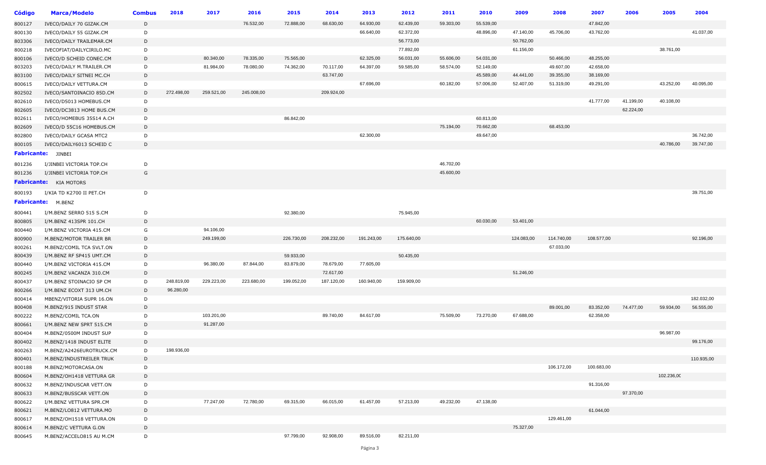| Código | Marca/Modelo | Combus | 2018 | 2017 | 2016 | 2015 | 2014 | 2013 | 2012 | 2011 | 2010 | 2009 | 2008 | 2007 | 2006 | 2005 | 2004 |
|---|---|---|---|---|---|---|---|---|---|---|---|---|---|---|---|---|---|
| 800127 | IVECO/DAILY 70 GIZAK.CM | D | | | 76.532,00 | 72.888,00 | 68.630,00 | 64.930,00 | 62.439,00 | 59.303,00 | 55.539,00 | | | 47.842,00 | | | |
| 800130 | IVECO/DAILY 55 GIZAK.CM | D | | | | | | 66.640,00 | 62.372,00 | | 48.896,00 | 47.140,00 | 45.706,00 | 43.762,00 | | | 41.037,00 |
| 803306 | IVECO/DAILY TRAILEMAR.CM | D | | | | | | | 56.773,00 | | | 50.762,00 | | | | | |
| 800218 | IVECOFIAT/DAILYCIRILO.MC | D | | | | | | | 77.892,00 | | | 61.156,00 | | | | 38.761,00 | |
| 800106 | IVECO/D SCHEID CONEC.CM | D | | 80.340,00 | 78.335,00 | 75.565,00 | | 62.325,00 | 56.031,00 | 55.606,00 | 54.031,00 | | 50.466,00 | 48.255,00 | | | |
| 803203 | IVECO/DAILY M.TRAILER.CM | D | | 81.984,00 | 78.080,00 | 74.362,00 | 70.117,00 | 64.397,00 | 59.585,00 | 58.574,00 | 52.149,00 | | 49.607,00 | 42.658,00 | | | |
| 803100 | IVECO/DAILY SITNEI MC.CH | D | | | | | 63.747,00 | | | | 45.589,00 | 44.441,00 | 39.355,00 | 38.169,00 | | | |
| 800615 | IVECO/DAILY VETTURA.CM | D | | | | | | 67.696,00 | | 60.182,00 | 57.006,00 | 52.407,00 | 51.319,00 | 49.291,00 | | 43.252,00 | 40.095,00 |
| 802502 | IVECO/SANTOINACIO 85D.CM | D | 272.498,00 | 259.521,00 | 245.008,00 | | 209.924,00 | | | | | | | | | | |
| 802610 | IVECO/D5013 HOMEBUS.CM | D | | | | | | | | | | | | 41.777,00 | 41.199,00 | 40.108,00 | |
| 802605 | IVECO/DC3813 HOME BUS.CM | D | | | | | | | | | | | | | 62.224,00 | | |
| 802611 | IVECO/HOMEBUS 35S14 A.CH | D | | | | 86.842,00 | | | | | 60.813,00 | | | | | | |
| 802609 | IVECO/D 55C16 HOMEBUS.CM | D | | | | | | | | 75.194,00 | 70.662,00 | | 68.453,00 | | | | |
| 802800 | IVECO/DAILY GCASA MTC2 | D | | | | | | 62.300,00 | | | 49.647,00 | | | | | | 36.742,00 |
| 800105 | IVECO/DAILY6013 SCHEID C | D | | | | | | | | | | | | | | 40.786,00 | 39.747,00 |
| **Fabricante:** JINBEI | | | | | | | | | | | | | | | | | |
| 801236 | I/JINBEI VICTORIA TOP.CH | D | | | | | | | | 46.702,00 | | | | | | | |
| 801236 | I/JINBEI VICTORIA TOP.CH | G | | | | | | | | 45.600,00 | | | | | | | |
| **Fabricante:** KIA MOTORS | | | | | | | | | | | | | | | | | |
| 800193 | I/KIA TD K2700 II PET.CH | D | | | | | | | | | | | | | | | 39.751,00 |
| **Fabricante:** M.BENZ | | | | | | | | | | | | | | | | | |
| 800441 | I/M.BENZ SERRO 515 S.CM | D | | | | 92.380,00 | | | 75.945,00 | | | | | | | | |
| 800805 | I/M.BENZ 413SPR 101.CH | D | | | | | | | | | 60.030,00 | 53.401,00 | | | | | |
| 800440 | I/M.BENZ VICTORIA 415.CM | G | | 94.106,00 | | | | | | | | | | | | | |
| 800900 | M.BENZ/MOTOR TRAILER BR | D | | 249.199,00 | | 226.730,00 | 208.232,00 | 191.243,00 | 175.640,00 | | | 124.083,00 | 114.740,00 | 108.577,00 | | | 92.196,00 |
| 800261 | M.BENZ/COMIL TCA SVLT.ON | D | | | | | | | | | | | 67.033,00 | | | | |
| 800439 | I/M.BENZ RF SP415 UMT.CM | D | | | | 59.933,00 | | | 50.435,00 | | | | | | | | |
| 800440 | I/M.BENZ VICTORIA 415.CM | D | | 96.380,00 | 87.844,00 | 83.879,00 | 78.679,00 | 77.605,00 | | | | | | | | | |
| 800245 | I/M.BENZ VACANZA 310.CM | D | | | | | 72.617,00 | | | | | 51.246,00 | | | | | |
| 800437 | I/M.BENZ STOINACIO SP CM | D | 248.819,00 | 229.223,00 | 223.680,00 | 199.052,00 | 187.120,00 | 160.940,00 | 159.909,00 | | | | | | | | |
| 800266 | I/M.BENZ ECOXT 313 UM.CH | D | 96.280,00 | | | | | | | | | | | | | | |
| 800414 | MBENZ/VITORIA SUPR 16.ON | D | | | | | | | | | | | | | | | 182.032,00 |
| 800408 | M.BENZ/915 INDUST STAR | D | | | | | | | | | | | 89.001,00 | 83.352,00 | 74.477,00 | 59.934,00 | 56.555,00 |
| 800222 | M.BENZ/COMIL TCA.ON | D | | 103.201,00 | | | 89.740,00 | 84.617,00 | | 75.509,00 | 73.270,00 | 67.688,00 | | 62.358,00 | | | |
| 800661 | I/M.BENZ NEW SPRT 515.CM | D | | 91.287,00 | | | | | | | | | | | | | |
| 800404 | M.BENZ/0500M INDUST SUP | D | | | | | | | | | | | | | | 96.987,00 | |
| 800402 | M.BENZ/1418 INDUST ELITE | D | | | | | | | | | | | | | | | 99.176,00 |
| 800263 | M.BENZ/A2426EUROTRUCK.CM | D | 198.936,00 | | | | | | | | | | | | | | |
| 800401 | M.BENZ/INDUSTREILER TRUK | D | | | | | | | | | | | | | | | 110.935,00 |
| 800188 | M.BENZ/MOTORCASA.ON | D | | | | | | | | | | | 106.172,00 | 100.683,00 | | | |
| 800604 | M.BENZ/OH1418 VETTURA GR | D | | | | | | | | | | | | | | 102.236,0C | |
| 800632 | M.BENZ/INDUSCAR VETT.ON | D | | | | | | | | | | | | 91.316,00 | | | |
| 800633 | M.BENZ/BUSSCAR VETT.ON | D | | | | | | | | | | | | | 97.370,00 | | |
| 800622 | I/M.BENZ VETTURA SPR.CM | D | | 77.247,00 | 72.780,00 | 69.315,00 | 66.015,00 | 61.457,00 | 57.213,00 | 49.232,00 | 47.138,00 | | | | | | |
| 800621 | M.BENZ/LO812 VETTURA.MO | D | | | | | | | | | | | | 61.044,00 | | | |
| 800617 | M.BENZ/OH1518 VETTURA.ON | D | | | | | | | | | | | 129.461,00 | | | | |
| 800614 | M.BENZ/C VETTURA G.ON | D | | | | | | | | | | 75.327,00 | | | | | |
| 800645 | M.BENZ/ACCELO815 AU M.CM | D | | | | 97.799,00 | 92.908,00 | 89.516,00 | 82.211,00 | | | | | | | | |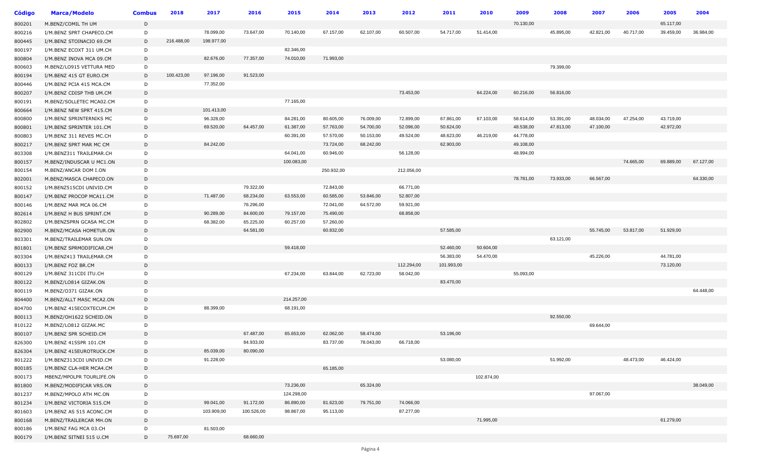| Código | Marca/Modelo | Combus | 2018 | 2017 | 2016 | 2015 | 2014 | 2013 | 2012 | 2011 | 2010 | 2009 | 2008 | 2007 | 2006 | 2005 | 2004 |
|---|---|---|---|---|---|---|---|---|---|---|---|---|---|---|---|---|---|
| 800201 | M.BENZ/COMIL TH UM | D | | | | | | | | | | 70.130,00 | | | | 65.117,00 | |
| 800216 | I/M.BENZ SPRT CHAPECO.CM | D | | 78.099,00 | 73.647,00 | 70.140,00 | 67.157,00 | 62.107,00 | 60.507,00 | 54.717,00 | 51.414,00 | | 45.895,00 | 42.821,00 | 40.717,00 | 39.459,00 | 36.984,00 |
| 800445 | I/M.BENZ STOINACIO 69.CM | D | 216.488,00 | 198.977,00 | | | | | | | | | | | | | |
| 800197 | I/M.BENZ ECOXT 311 UM.CH | D | | | | 82.346,00 | | | | | | | | | | | |
| 800804 | I/M.BENZ INOVA MCA 09.CM | D | | 82.676,00 | 77.357,00 | 74.010,00 | 71.993,00 | | | | | | | | | | |
| 800603 | M.BENZ/LO915 VETTURA MED | D | | | | | | | | | | | 79.399,00 | | | | |
| 800194 | I/M.BENZ 415 GT EURO.CM | D | 100.423,00 | 97.196,00 | 91.523,00 | | | | | | | | | | | | |
| 800446 | I/M.BENZ PCIA 415 MCA.CM | D | | 77.352,00 | | | | | | | | | | | | | |
| 800207 | I/M.BENZ CDISP THB UM.CM | D | | | | | | | 73.453,00 | | 64.224,00 | 60.216,00 | 56.816,00 | | | | |
| 800191 | M.BENZ/SOLLETEC MCA02.CM | D | | | | 77.165,00 | | | | | | | | | | | |
| 800664 | I/M.BENZ NEW SPRT 415.CM | D | | 101.413,00 | | | | | | | | | | | | | |
| 800800 | I/M.BENZ SPRINTERNIKS MC | D | | 96.328,00 | | 84.281,00 | 80.605,00 | 76.009,00 | 72.899,00 | 67.861,00 | 67.103,00 | 58.614,00 | 53.391,00 | 48.034,00 | 47.254,00 | 43.719,00 | |
| 800801 | I/M.BENZ SPRINTER 101.CM | D | | 69.520,00 | 64.457,00 | 61.387,00 | 57.763,00 | 54.700,00 | 52.096,00 | 50.624,00 | | 48.538,00 | 47.813,00 | 47.100,00 | | 42.972,00 | |
| 800803 | I/M.BENZ 311 REVES MC.CH | D | | | | 60.391,00 | 57.570,00 | 50.153,00 | 49.524,00 | 48.623,00 | 46.219,00 | 44.778,00 | | | | | |
| 800217 | I/M.BENZ SPRT MAR MC CM | D | | 84.242,00 | | | 73.724,00 | 68.242,00 | | 62.903,00 | | 49.108,00 | | | | | |
| 803308 | I/M.BENZ311 TRAILEMAR.CH | D | | | | 64.041,00 | 60.946,00 | | 56.128,00 | | | 48.994,00 | | | | | |
| 800157 | M.BENZ/INDUSCAR U MC1.ON | D | | | | 100.083,00 | | | | | | | | | 74.665,00 | 69.889,00 | 67.127,00 |
| 800154 | M.BENZ/ANCAR DOM I.ON | D | | | | | 250.932,00 | | 212.056,00 | | | | | | | | |
| 802001 | M.BENZ/MASCA CHAPECO.ON | D | | | | | | | | | | 78.781,00 | 73.933,00 | 66.567,00 | | | 64.330,00 |
| 800152 | I/M.BENZ515CDI UNIVID.CM | D | | | 79.322,00 | | 72.843,00 | | 66.771,00 | | | | | | | | |
| 800147 | I/M.BENZ PROCOP MCA11.CM | D | | 71.487,00 | 68.234,00 | 63.553,00 | 60.585,00 | 53.846,00 | 52.807,00 | | | | | | | | |
| 800146 | I/M.BENZ MAR MCA 06.CM | D | | | 76.296,00 | | 72.041,00 | 64.572,00 | 59.921,00 | | | | | | | | |
| 802614 | I/M.BENZ H BUS SPRINT.CM | D | | 90.289,00 | 84.600,00 | 79.157,00 | 75.490,00 | | 68.858,00 | | | | | | | | |
| 802802 | I/M.BENZSPRN GCASA MC.CM | D | | 68.382,00 | 65.225,00 | 60.257,00 | 57.260,00 | | | | | | | | | | |
| 802900 | M.BENZ/MCASA HOMETUR.ON | D | | | 64.581,00 | | 60.832,00 | | | 57.585,00 | | | | 55.745,00 | 53.817,00 | 51.929,00 | |
| 803301 | M.BENZ/TRAILEMAR SUN.ON | D | | | | | | | | | | | 63.121,00 | | | | |
| 801801 | I/M.BENZ SPRMODIFICAR.CM | D | | | | 59.418,00 | | | | 52.460,00 | 50.604,00 | | | | | | |
| 803304 | I/M.BENZ413 TRAILEMAR.CM | D | | | | | | | | 56.383,00 | 54.470,00 | | | 45.226,00 | | 44.781,00 | |
| 800133 | I/M.BENZ FOZ BR.CM | D | | | | | | | 112.294,00 | 101.993,00 | | | | | | 73.120,00 | |
| 800129 | I/M.BENZ 311CDI ITU.CH | D | | | | 67.234,00 | 63.844,00 | 62.723,00 | 58.042,00 | | | 55.093,00 | | | | | |
| 800122 | M.BENZ/LO814 GIZAK.ON | D | | | | | | | | 83.470,00 | | | | | | | |
| 800119 | M.BENZ/O371 GIZAK.ON | D | | | | | | | | | | | | | | | 64.448,00 |
| 804400 | M.BENZ/ALLT MASC MCA2.ON | D | | | | 214.257,00 | | | | | | | | | | | |
| 804700 | I/M.BENZ 415ECOXTECUM.CM | D | | 88.399,00 | | 68.191,00 | | | | | | | | | | | |
| 800113 | M.BENZ/OH1622 SCHEID.ON | D | | | | | | | | | | | 92.550,00 | | | | |
| 810122 | M.BENZ/LO812 GIZAK.MC | D | | | | | | | | | | | | 69.644,00 | | | |
| 800107 | I/M.BENZ SPR SCHEID.CM | D | | | 67.487,00 | 65.653,00 | 62.062,00 | 58.474,00 | | 53.196,00 | | | | | | | |
| 826300 | I/M.BENZ 415SPR 101.CM | D | | | 84.933,00 | | 83.737,00 | 78.043,00 | 66.718,00 | | | | | | | | |
| 826304 | I/M.BENZ 415EUROTRUCK.CM | D | | 85.039,00 | 80.090,00 | | | | | | | | | | | | |
| 801222 | I/M.BENZ313CDI UNIVID.CM | D | | 91.228,00 | | | | | | 53.080,00 | | | 51.992,00 | | 48.473,00 | 46.424,00 | |
| 800185 | I/M.BENZ CLA-HER MCA4.CM | D | | | | | 65.185,00 | | | | | | | | | | |
| 800173 | MBENZ/MPOLPR TOURLIFE.ON | D | | | | | | | | | 102.874,00 | | | | | | |
| 801800 | M.BENZ/MODIFICAR VRS.ON | D | | | | 73.236,00 | | 65.324,00 | | | | | | | | | 38.049,00 |
| 801237 | M.BENZ/MPOLO ATH MC.ON | D | | | | 124.298,00 | | | | | | | | 97.067,00 | | | |
| 801234 | I/M.BENZ VICTORIA 515.CM | D | | 99.041,00 | 91.172,00 | 86.890,00 | 81.623,00 | 79.751,00 | 74.066,00 | | | | | | | | |
| 801603 | I/M.BENZ AS 515 ACONC.CM | D | | 103.909,00 | 100.526,00 | 98.867,00 | 95.113,00 | | 87.277,00 | | | | | | | | |
| 800168 | M.BENZ/TRAILERCAR MH.ON | D | | | | | | | | | 71.995,00 | | | | | 61.279,00 | |
| 800186 | I/M.BENZ FAG MCA 03.CH | D | | 81.503,00 | | | | | | | | | | | | | |
| 800179 | I/M.BENZ SITNEI 515 U.CM | D | 75.697,00 | | 68.660,00 | | | | | | | | | | | | |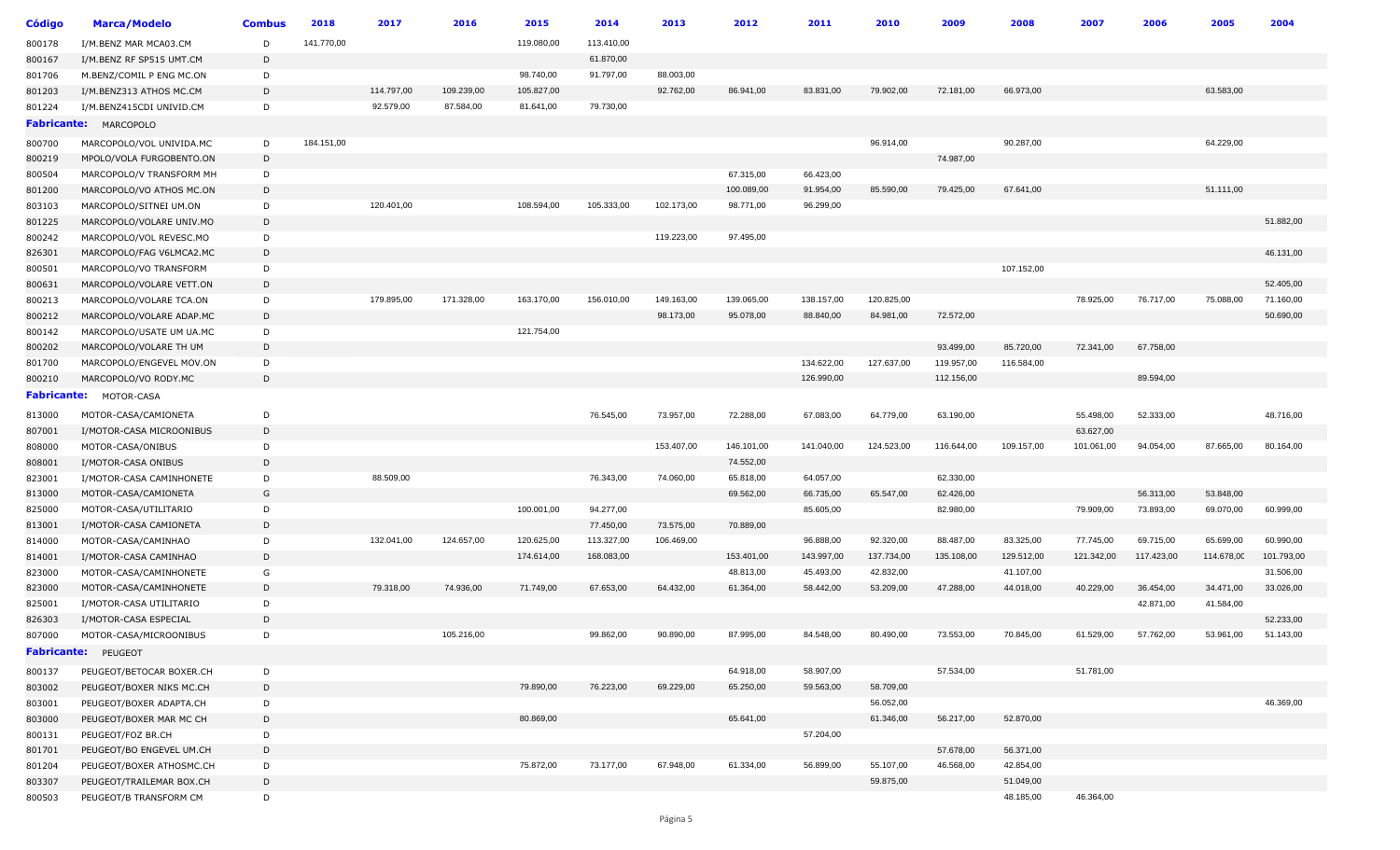| Código | Marca/Modelo | Combus | 2018 | 2017 | 2016 | 2015 | 2014 | 2013 | 2012 | 2011 | 2010 | 2009 | 2008 | 2007 | 2006 | 2005 | 2004 |
|---|---|---|---|---|---|---|---|---|---|---|---|---|---|---|---|---|---|
| 800178 | I/M.BENZ MAR MCA03.CM | D | 141.770,00 | | | 119.080,00 | 113.410,00 | | | | | | | | | | |
| 800167 | I/M.BENZ RF SP515 UMT.CM | D | | | | | 61.870,00 | | | | | | | | | | |
| 801706 | M.BENZ/COMIL P ENG MC.ON | D | | | | 98.740,00 | 91.797,00 | 88.003,00 | | | | | | | | | |
| 801203 | I/M.BENZ313 ATHOS MC.CM | D | | 114.797,00 | 109.239,00 | 105.827,00 | | 92.762,00 | 86.941,00 | 83.831,00 | 79.902,00 | 72.181,00 | 66.973,00 | | | 63.583,00 | |
| 801224 | I/M.BENZ415CDI UNIVID.CM | D | | 92.579,00 | 87.584,00 | 81.641,00 | 79.730,00 | | | | | | | | | | |
| **Fabricante:** | MARCOPOLO | | | | | | | | | | | | | | | | |
| 800700 | MARCOPOLO/VOL UNIVIDA.MC | D | 184.151,00 | | | | | | | | 96.914,00 | | 90.287,00 | | | 64.229,00 | |
| 800219 | MPOLO/VOLA FURGOBENTO.ON | D | | | | | | | | | | 74.987,00 | | | | | |
| 800504 | MARCOPOLO/V TRANSFORM MH | D | | | | | | | 67.315,00 | 66.423,00 | | | | | | | |
| 801200 | MARCOPOLO/VO ATHOS MC.ON | D | | | | | | | 100.089,00 | 91.954,00 | 85.590,00 | 79.425,00 | 67.641,00 | | | 51.111,00 | |
| 803103 | MARCOPOLO/SITNEI UM.ON | D | | 120.401,00 | | 108.594,00 | 105.333,00 | 102.173,00 | 98.771,00 | 96.299,00 | | | | | | | |
| 801225 | MARCOPOLO/VOLARE UNIV.MO | D | | | | | | | | | | | | | | | 51.882,00 |
| 800242 | MARCOPOLO/VOL REVESC.MO | D | | | | | | 119.223,00 | 97.495,00 | | | | | | | | |
| 826301 | MARCOPOLO/FAG V6LMCA2.MC | D | | | | | | | | | | | | | | | 46.131,00 |
| 800501 | MARCOPOLO/VO TRANSFORM | D | | | | | | | | | | | 107.152,00 | | | | |
| 800631 | MARCOPOLO/VOLARE VETT.ON | D | | | | | | | | | | | | | | | 52.405,00 |
| 800213 | MARCOPOLO/VOLARE TCA.ON | D | | 179.895,00 | 171.328,00 | 163.170,00 | 156.010,00 | 149.163,00 | 139.065,00 | 138.157,00 | 120.825,00 | | | 78.925,00 | 76.717,00 | 75.088,00 | 71.160,00 |
| 800212 | MARCOPOLO/VOLARE ADAP.MC | D | | | | | | 98.173,00 | 95.078,00 | 88.840,00 | 84.981,00 | 72.572,00 | | | | | 50.690,00 |
| 800142 | MARCOPOLO/USATE UM UA.MC | D | | | | 121.754,00 | | | | | | | | | | | |
| 800202 | MARCOPOLO/VOLARE TH UM | D | | | | | | | | | | 93.499,00 | 85.720,00 | 72.341,00 | 67.758,00 | | |
| 801700 | MARCOPOLO/ENGEVEL MOV.ON | D | | | | | | | | 134.622,00 | 127.637,00 | 119.957,00 | 116.584,00 | | | | |
| 800210 | MARCOPOLO/VO RODY.MC | D | | | | | | | | 126.990,00 | | 112.156,00 | | | 89.594,00 | | |
| **Fabricante:** | MOTOR-CASA | | | | | | | | | | | | | | | | |
| 813000 | MOTOR-CASA/CAMIONETA | D | | | | | 76.545,00 | 73.957,00 | 72.288,00 | 67.083,00 | 64.779,00 | 63.190,00 | | 55.498,00 | 52.333,00 | | 48.716,00 |
| 807001 | I/MOTOR-CASA MICROONIBUS | D | | | | | | | | | | | | 63.627,00 | | | |
| 808000 | MOTOR-CASA/ONIBUS | D | | | | | | 153.407,00 | 146.101,00 | 141.040,00 | 124.523,00 | 116.644,00 | 109.157,00 | 101.061,00 | 94.054,00 | 87.665,00 | 80.164,00 |
| 808001 | I/MOTOR-CASA ONIBUS | D | | | | | | | 74.552,00 | | | | | | | | |
| 823001 | I/MOTOR-CASA CAMINHONETE | D | | 88.509,00 | | | 76.343,00 | 74.060,00 | 65.818,00 | 64.057,00 | | 62.330,00 | | | | | |
| 813000 | MOTOR-CASA/CAMIONETA | G | | | | | | | 69.562,00 | 66.735,00 | 65.547,00 | 62.426,00 | | | 56.313,00 | 53.848,00 | |
| 825000 | MOTOR-CASA/UTILITARIO | D | | | | 100.001,00 | 94.277,00 | | | 85.605,00 | | 82.980,00 | | 79.909,00 | 73.893,00 | 69.070,00 | 60.999,00 |
| 813001 | I/MOTOR-CASA CAMIONETA | D | | | | | 77.450,00 | 73.575,00 | 70.889,00 | | | | | | | | |
| 814000 | MOTOR-CASA/CAMINHAO | D | | 132.041,00 | 124.657,00 | 120.625,00 | 113.327,00 | 106.469,00 | | 96.888,00 | 92.320,00 | 88.487,00 | 83.325,00 | 77.745,00 | 69.715,00 | 65.699,00 | 60.990,00 |
| 814001 | I/MOTOR-CASA CAMINHAO | D | | | | 174.614,00 | 168.083,00 | | 153.401,00 | 143.997,00 | 137.734,00 | 135.108,00 | 129.512,00 | 121.342,00 | 117.423,00 | 114.678,0C | 101.793,00 |
| 823000 | MOTOR-CASA/CAMINHONETE | G | | | | | | | 48.813,00 | 45.493,00 | 42.832,00 | | 41.107,00 | | | | 31.506,00 |
| 823000 | MOTOR-CASA/CAMINHONETE | D | | 79.318,00 | 74.936,00 | 71.749,00 | 67.653,00 | 64.432,00 | 61.364,00 | 58.442,00 | 53.209,00 | 47.288,00 | 44.018,00 | 40.229,00 | 36.454,00 | 34.471,00 | 33.026,00 |
| 825001 | I/MOTOR-CASA UTILITARIO | D | | | | | | | | | | | | | 42.871,00 | 41.584,00 | |
| 826303 | I/MOTOR-CASA ESPECIAL | D | | | | | | | | | | | | | | | 52.233,00 |
| 807000 | MOTOR-CASA/MICROONIBUS | D | | | 105.216,00 | | 99.862,00 | 90.890,00 | 87.995,00 | 84.548,00 | 80.490,00 | 73.553,00 | 70.845,00 | 61.529,00 | 57.762,00 | 53.961,00 | 51.143,00 |
| **Fabricante:** | PEUGEOT | | | | | | | | | | | | | | | | |
| 800137 | PEUGEOT/BETOCAR BOXER.CH | D | | | | | | | 64.918,00 | 58.907,00 | | 57.534,00 | | 51.781,00 | | | |
| 803002 | PEUGEOT/BOXER NIKS MC.CH | D | | | | 79.890,00 | 76.223,00 | 69.229,00 | 65.250,00 | 59.563,00 | 58.709,00 | | | | | | |
| 803001 | PEUGEOT/BOXER ADAPTA.CH | D | | | | | | | | | 56.052,00 | | | | | | 46.369,00 |
| 803000 | PEUGEOT/BOXER MAR MC CH | D | | | | 80.869,00 | | | 65.641,00 | | 61.346,00 | 56.217,00 | 52.870,00 | | | | |
| 800131 | PEUGEOT/FOZ BR.CH | D | | | | | | | | 57.204,00 | | | | | | | |
| 801701 | PEUGEOT/BO ENGEVEL UM.CH | D | | | | | | | | | | 57.678,00 | 56.371,00 | | | | |
| 801204 | PEUGEOT/BOXER ATHOSMC.CH | D | | | | 75.872,00 | 73.177,00 | 67.948,00 | 61.334,00 | 56.899,00 | 55.107,00 | 46.568,00 | 42.854,00 | | | | |
| 803307 | PEUGEOT/TRAILEMAR BOX.CH | D | | | | | | | | | 59.875,00 | | 51.049,00 | | | | |
| 800503 | PEUGEOT/B TRANSFORM CM | D | | | | | | | | | | | 48.185,00 | 46.364,00 | | | |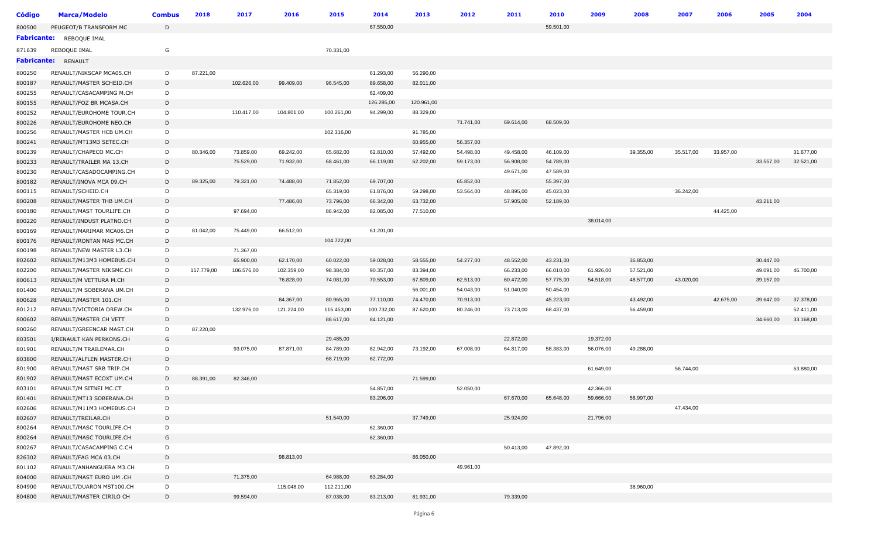| Código | Marca/Modelo | Combus | 2018 | 2017 | 2016 | 2015 | 2014 | 2013 | 2012 | 2011 | 2010 | 2009 | 2008 | 2007 | 2006 | 2005 | 2004 |
|---|---|---|---|---|---|---|---|---|---|---|---|---|---|---|---|---|---|
| 800500 | PEUGEOT/B TRANSFORM MC | D | | | | | 67.550,00 | | | | 59.501,00 | | | | | | |
| **Fabricante:** | REBOQUE IMAL | | | | | | | | | | | | | | | | |
| 871639 | REBOQUE IMAL | G | | | | 70.331,00 | | | | | | | | | | | |
| **Fabricante:** | RENAULT | | | | | | | | | | | | | | | | |
| 800250 | RENAULT/NIKSCAP MCA05.CH | D | 87.221,00 | | | | 61.293,00 | 56.290,00 | | | | | | | | | |
| 800187 | RENAULT/MASTER SCHEID.CH | D | | 102.626,00 | 99.409,00 | 96.545,00 | 89.658,00 | 82.011,00 | | | | | | | | | |
| 800255 | RENAULT/CASACAMPING M.CH | D | | | | | 62.409,00 | | | | | | | | | | |
| 800155 | RENAULT/FOZ BR MCASA.CH | D | | | | | 126.285,00 | 120.961,00 | | | | | | | | | |
| 800252 | RENAULT/EUROHOME TOUR.CH | D | | 110.417,00 | 104.801,00 | 100.261,00 | 94.299,00 | 88.329,00 | | | | | | | | | |
| 800226 | RENAULT/EUROHOME NEO.CH | D | | | | | | | 71.741,00 | 69.614,00 | 68.509,00 | | | | | | |
| 800256 | RENAULT/MASTER HCB UM.CH | D | | | | 102.316,00 | | 91.785,00 | | | | | | | | | |
| 800241 | RENAULT/MT13M3 SETEC.CH | D | | | | | | 60.955,00 | 56.357,00 | | | | | | | | |
| 800239 | RENAULT/CHAPECO MC.CH | D | 80.346,00 | 73.859,00 | 69.242,00 | 65.682,00 | 62.810,00 | 57.492,00 | 54.498,00 | 49.458,00 | 46.109,00 | | 39.355,00 | 35.517,00 | 33.957,00 | | 31.677,00 |
| 800233 | RENAULT/TRAILER MA 13.CH | D | | 75.529,00 | 71.932,00 | 68.461,00 | 66.119,00 | 62.202,00 | 59.173,00 | 56.908,00 | 54.789,00 | | | | | 33.557,00 | 32.521,00 |
| 800230 | RENAULT/CASADOCAMPING.CH | D | | | | | | | | 49.671,00 | 47.589,00 | | | | | | |
| 800182 | RENAULT/INOVA MCA 09.CH | D | 89.325,00 | 79.321,00 | 74.488,00 | 71.852,00 | 69.707,00 | | 65.852,00 | | 55.397,00 | | | | | | |
| 800115 | RENAULT/SCHEID.CH | D | | | | 65.319,00 | 61.876,00 | 59.298,00 | 53.564,00 | 48.895,00 | 45.023,00 | | | 36.242,00 | | | |
| 800208 | RENAULT/MASTER THB UM.CH | D | | | 77.486,00 | 73.796,00 | 66.342,00 | 63.732,00 | | 57.905,00 | 52.189,00 | | | | | 43.211,00 | |
| 800180 | RENAULT/MAST TOURLIFE.CH | D | | 97.694,00 | | 86.942,00 | 82.085,00 | 77.510,00 | | | | | | | 44.425,00 | | |
| 800220 | RENAULT/INDUST PLATNO.CH | D | | | | | | | | | | 38.014,00 | | | | | |
| 800169 | RENAULT/MARIMAR MCA06.CH | D | 81.042,00 | 75.449,00 | 66.512,00 | | 61.201,00 | | | | | | | | | | |
| 800176 | RENAULT/RONTAN MAS MC.CH | D | | | | 104.722,00 | | | | | | | | | | | |
| 800198 | RENAULT/NEW MASTER L3.CH | D | | 71.367,00 | | | | | | | | | | | | | |
| 802602 | RENAULT/M13M3 HOMEBUS.CH | D | | 65.900,00 | 62.170,00 | 60.022,00 | 59.028,00 | 58.555,00 | 54.277,00 | 48.552,00 | 43.231,00 | | 36.853,00 | | | 30.447,00 | |
| 802200 | RENAULT/MASTER NIKSMC.CH | D | 117.779,00 | 106.576,00 | 102.359,00 | 98.384,00 | 90.357,00 | 83.394,00 | | 66.233,00 | 66.010,00 | 61.926,00 | 57.521,00 | | | 49.091,00 | 46.700,00 |
| 800613 | RENAULT/M VETTURA M.CH | D | | | 76.828,00 | 74.081,00 | 70.553,00 | 67.809,00 | 62.513,00 | 60.472,00 | 57.775,00 | 54.518,00 | 48.577,00 | 43.020,00 | | 39.157,00 | |
| 801400 | RENAULT/M SOBERANA UM.CH | D | | | | | | 56.001,00 | 54.043,00 | 51.040,00 | 50.454,00 | | | | | | |
| 800628 | RENAULT/MASTER 101.CH | D | | | 84.367,00 | 80.965,00 | 77.110,00 | 74.470,00 | 70.913,00 | | 45.223,00 | | 43.492,00 | | 42.675,00 | 39.647,00 | 37.378,00 |
| 801212 | RENAULT/VICTORIA DREW.CH | D | | 132.976,00 | 121.224,00 | 115.453,00 | 100.732,00 | 87.620,00 | 80.246,00 | 73.713,00 | 68.437,00 | | 56.459,00 | | | | 52.411,00 |
| 800602 | RENAULT/MASTER CH VETT | D | | | | 88.617,00 | 84.121,00 | | | | | | | | | 34.660,00 | 33.168,00 |
| 800260 | RENAULT/GREENCAR MAST.CH | D | 87.220,00 | | | | | | | | | | | | | | |
| 803501 | I/RENAULT KAN PERKONS.CH | G | | | | 29.485,00 | | | | 22.872,00 | | 19.372,00 | | | | | |
| 801901 | RENAULT/M TRAILEMAR.CH | D | | 93.075,00 | 87.871,00 | 84.789,00 | 82.942,00 | 73.192,00 | 67.008,00 | 64.817,00 | 58.383,00 | 56.076,00 | 49.288,00 | | | | |
| 803800 | RENAULT/ALFLEN MASTER.CH | D | | | | 68.719,00 | 62.772,00 | | | | | | | | | | |
| 801900 | RENAULT/MAST SRB TRIP.CH | D | | | | | | | | | | 61.649,00 | | 56.744,00 | | | 53.880,00 |
| 801902 | RENAULT/MAST ECOXT UM.CH | D | 88.391,00 | 82.346,00 | | | | 71.599,00 | | | | | | | | | |
| 803101 | RENAULT/M SITNEI MC.CT | D | | | | | 54.857,00 | | 52.050,00 | | | 42.366,00 | | | | | |
| 801401 | RENAULT/MT13 SOBERANA.CH | D | | | | | 83.206,00 | | | 67.670,00 | 65.648,00 | 59.666,00 | 56.997,00 | | | | |
| 802606 | RENAULT/M11M3 HOMEBUS.CH | D | | | | | | | | | | | | 47.434,00 | | | |
| 802607 | RENAULT/TREILAR.CH | D | | | | 51.540,00 | | 37.749,00 | | 25.924,00 | | 21.796,00 | | | | | |
| 800264 | RENAULT/MASC TOURLIFE.CH | D | | | | | 62.360,00 | | | | | | | | | | |
| 800264 | RENAULT/MASC TOURLIFE.CH | G | | | | | 62.360,00 | | | | | | | | | | |
| 800267 | RENAULT/CASACAMPING C.CH | D | | | | | | | | 50.413,00 | 47.892,00 | | | | | | |
| 826302 | RENAULT/FAG MCA 03.CH | D | | | 98.813,00 | | | 86.050,00 | | | | | | | | | |
| 801102 | RENAULT/ANHANGUERA M3.CH | D | | | | | | | 49.961,00 | | | | | | | | |
| 804000 | RENAULT/MAST EURO UM .CH | D | | 71.375,00 | | 64.988,00 | 63.284,00 | | | | | | | | | | |
| 804900 | RENAULT/DUARON MST100.CH | D | | | 115.048,00 | 112.211,00 | | | | | | | 38.960,00 | | | | |
| 804800 | RENAULT/MASTER CIRILO CH | D | | 99.594,00 | | 87.038,00 | 83.213,00 | 81.931,00 | | 79.339,00 | | | | | | | |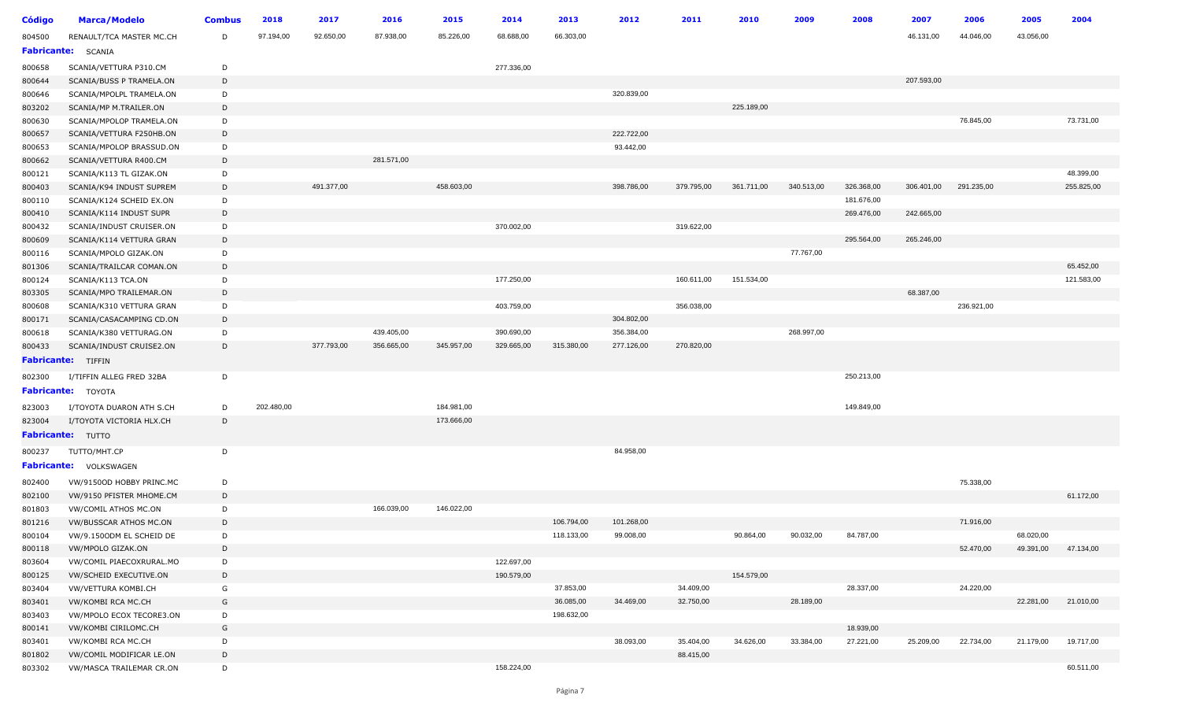| Código | Marca/Modelo | Combus | 2018 | 2017 | 2016 | 2015 | 2014 | 2013 | 2012 | 2011 | 2010 | 2009 | 2008 | 2007 | 2006 | 2005 | 2004 |
|---|---|---|---|---|---|---|---|---|---|---|---|---|---|---|---|---|---|
| 804500 | RENAULT/TCA MASTER MC.CH | D | 97.194,00 | 92.650,00 | 87.938,00 | 85.226,00 | 68.688,00 | 66.303,00 | | | | | | 46.131,00 | 44.046,00 | 43.056,00 | |
| **Fabricante:** SCANIA | | | | | | | | | | | | | | | | | |
| 800658 | SCANIA/VETTURA P310.CM | D | | | | | 277.336,00 | | | | | | | | | | |
| 800644 | SCANIA/BUSS P TRAMELA.ON | D | | | | | | | | | | | | 207.593,00 | | | |
| 800646 | SCANIA/MPOLPL TRAMELA.ON | D | | | | | | | 320.839,00 | | | | | | | | |
| 803202 | SCANIA/MP M.TRAILER.ON | D | | | | | | | | | 225.189,00 | | | | | | |
| 800630 | SCANIA/MPOLOP TRAMELA.ON | D | | | | | | | | | | | | | 76.845,00 | | 73.731,00 |
| 800657 | SCANIA/VETTURA F250HB.ON | D | | | | | | | 222.722,00 | | | | | | | | |
| 800653 | SCANIA/MPOLOP BRASSUD.ON | D | | | | | | | 93.442,00 | | | | | | | | |
| 800662 | SCANIA/VETTURA R400.CM | D | | | 281.571,00 | | | | | | | | | | | | |
| 800121 | SCANIA/K113 TL GIZAK.ON | D | | | | | | | | | | | | | | | 48.399,00 |
| 800403 | SCANIA/K94 INDUST SUPREM | D | | 491.377,00 | | 458.603,00 | | | 398.786,00 | 379.795,00 | 361.711,00 | 340.513,00 | 326.368,00 | 306.401,00 | 291.235,00 | | 255.825,00 |
| 800110 | SCANIA/K124 SCHEID EX.ON | D | | | | | | | | | | | 181.676,00 | | | | |
| 800410 | SCANIA/K114 INDUST SUPR | D | | | | | | | | | | | 269.476,00 | 242.665,00 | | | |
| 800432 | SCANIA/INDUST CRUISER.ON | D | | | | | 370.002,00 | | | 319.622,00 | | | | | | | |
| 800609 | SCANIA/K114 VETTURA GRAN | D | | | | | | | | | | | 295.564,00 | 265.246,00 | | | |
| 800116 | SCANIA/MPOLO GIZAK.ON | D | | | | | | | | | | 77.767,00 | | | | | |
| 801306 | SCANIA/TRAILCAR COMAN.ON | D | | | | | | | | | | | | | | | 65.452,00 |
| 800124 | SCANIA/K113 TCA.ON | D | | | | | 177.250,00 | | | 160.611,00 | 151.534,00 | | | | | | 121.583,00 |
| 803305 | SCANIA/MPO TRAILEMAR.ON | D | | | | | | | | | | | | 68.387,00 | | | |
| 800608 | SCANIA/K310 VETTURA GRAN | D | | | | | 403.759,00 | | | 356.038,00 | | | | | 236.921,00 | | |
| 800171 | SCANIA/CASACAMPING CD.ON | D | | | | | | | 304.802,00 | | | | | | | | |
| 800618 | SCANIA/K380 VETTURAG.ON | D | | | 439.405,00 | | 390.690,00 | | 356.384,00 | | | 268.997,00 | | | | | |
| 800433 | SCANIA/INDUST CRUISE2.ON | D | | 377.793,00 | 356.665,00 | 345.957,00 | 329.665,00 | 315.380,00 | 277.126,00 | 270.820,00 | | | | | | | |
| **Fabricante:** TIFFIN | | | | | | | | | | | | | | | | | |
| 802300 | I/TIFFIN ALLEG FRED 32BA | D | | | | | | | | | | | 250.213,00 | | | | |
| **Fabricante:** TOYOTA | | | | | | | | | | | | | | | | | |
| 823003 | I/TOYOTA DUARON ATH S.CH | D | 202.480,00 | | | 184.981,00 | | | | | | | 149.849,00 | | | | |
| 823004 | I/TOYOTA VICTORIA HLX.CH | D | | | | 173.666,00 | | | | | | | | | | | |
| **Fabricante:** TUTTO | | | | | | | | | | | | | | | | | |
| 800237 | TUTTO/MHT.CP | D | | | | | | | 84.958,00 | | | | | | | | |
| **Fabricante:** VOLKSWAGEN | | | | | | | | | | | | | | | | | |
| 802400 | VW/9150OD HOBBY PRINC.MC | D | | | | | | | | | | | | | 75.338,00 | | |
| 802100 | VW/9150 PFISTER MHOME.CM | D | | | | | | | | | | | | | | | 61.172,00 |
| 801803 | VW/COMIL ATHOS MC.ON | D | | | 166.039,00 | 146.022,00 | | | | | | | | | | | |
| 801216 | VW/BUSSCAR ATHOS MC.ON | D | | | | | | 106.794,00 | 101.268,00 | | | | | | 71.916,00 | | |
| 800104 | VW/9.150ODM EL SCHEID DE | D | | | | | | 118.133,00 | 99.008,00 | | 90.864,00 | 90.032,00 | 84.787,00 | | | 68.020,00 | |
| 800118 | VW/MPOLO GIZAK.ON | D | | | | | | | | | | | | | 52.470,00 | 49.391,00 | 47.134,00 |
| 803604 | VW/COMIL PIAECOXRURAL.MO | D | | | | | 122.697,00 | | | | | | | | | | |
| 800125 | VW/SCHEID EXECUTIVE.ON | D | | | | | 190.579,00 | | | | 154.579,00 | | | | | | |
| 803404 | VW/VETTURA KOMBI.CH | G | | | | | | 37.853,00 | | 34.409,00 | | | 28.337,00 | | 24.220,00 | | |
| 803401 | VW/KOMBI RCA MC.CH | G | | | | | | 36.085,00 | 34.469,00 | 32.750,00 | | 28.189,00 | | | | 22.281,00 | 21.010,00 |
| 803403 | VW/MPOLO ECOX TECORE3.ON | D | | | | | | 198.632,00 | | | | | | | | | |
| 800141 | VW/KOMBI CIRILOMC.CH | G | | | | | | | | | | | 18.939,00 | | | | |
| 803401 | VW/KOMBI RCA MC.CH | D | | | | | | | 38.093,00 | 35.404,00 | 34.626,00 | 33.384,00 | 27.221,00 | 25.209,00 | 22.734,00 | 21.179,00 | 19.717,00 |
| 801802 | VW/COMIL MODIFICAR LE.ON | D | | | | | | | | 88.415,00 | | | | | | | |
| 803302 | VW/MASCA TRAILEMAR CR.ON | D | | | | | 158.224,00 | | | | | | | | | | 60.511,00 |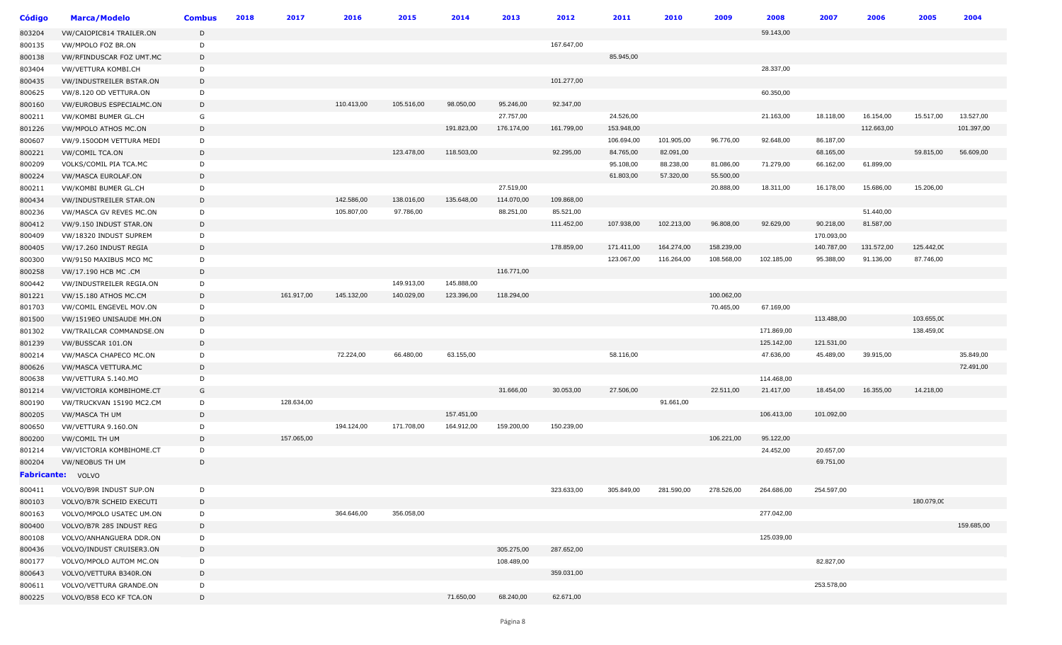| Código | Marca/Modelo | Combus | 2018 | 2017 | 2016 | 2015 | 2014 | 2013 | 2012 | 2011 | 2010 | 2009 | 2008 | 2007 | 2006 | 2005 | 2004 |
|---|---|---|---|---|---|---|---|---|---|---|---|---|---|---|---|---|---|
| 803204 | VW/CAIOPIC814 TRAILER.ON | D | | | | | | | | | | | 59.143,00 | | | | |
| 800135 | VW/MPOLO FOZ BR.ON | D | | | | | | | 167.647,00 | | | | | | | | |
| 800138 | VW/RFINDUSCAR FOZ UMT.MC | D | | | | | | | | 85.945,00 | | | | | | | |
| 803404 | VW/VETTURA KOMBI.CH | D | | | | | | | | | | | 28.337,00 | | | | |
| 800435 | VW/INDUSTREILER BSTAR.ON | D | | | | | | | 101.277,00 | | | | | | | | |
| 800625 | VW/8.120 OD VETTURA.ON | D | | | | | | | | | | | 60.350,00 | | | | |
| 800160 | VW/EUROBUS ESPECIALMC.ON | D | | | 110.413,00 | 105.516,00 | 98.050,00 | 95.246,00 | 92.347,00 | | | | | | | | |
| 800211 | VW/KOMBI BUMER GL.CH | G | | | | | | 27.757,00 | | 24.526,00 | | | 21.163,00 | 18.118,00 | 16.154,00 | 15.517,00 | 13.527,00 |
| 801226 | VW/MPOLO ATHOS MC.ON | D | | | | | 191.823,00 | 176.174,00 | 161.799,00 | 153.948,00 | | | | | 112.663,00 | | 101.397,00 |
| 800607 | VW/9.150ODM VETTURA MEDI | D | | | | | | | | 106.694,00 | 101.905,00 | 96.776,00 | 92.648,00 | 86.187,00 | | | |
| 800221 | VW/COMIL TCA.ON | D | | | | 123.478,00 | 118.503,00 | | 92.295,00 | 84.765,00 | 82.091,00 | | | 68.165,00 | | 59.815,00 | 56.609,00 |
| 800209 | VOLKS/COMIL PIA TCA.MC | D | | | | | | | | 95.108,00 | 88.238,00 | 81.086,00 | 71.279,00 | 66.162,00 | 61.899,00 | | |
| 800224 | VW/MASCA EUROLAF.ON | D | | | | | | | | 61.803,00 | 57.320,00 | 55.500,00 | | | | | |
| 800211 | VW/KOMBI BUMER GL.CH | D | | | | | | 27.519,00 | | | | 20.888,00 | 18.311,00 | 16.178,00 | 15.686,00 | 15.206,00 | |
| 800434 | VW/INDUSTREILER STAR.ON | D | | | 142.586,00 | 138.016,00 | 135.648,00 | 114.070,00 | 109.868,00 | | | | | | | | |
| 800236 | VW/MASCA GV REVES MC.ON | D | | | 105.807,00 | 97.786,00 | | 88.251,00 | 85.521,00 | | | | | | 51.440,00 | | |
| 800412 | VW/9.150 INDUST STAR.ON | D | | | | | | | 111.452,00 | 107.938,00 | 102.213,00 | 96.808,00 | 92.629,00 | 90.218,00 | 81.587,00 | | |
| 800409 | VW/18320 INDUST SUPREM | D | | | | | | | | | | | | 170.093,00 | | | |
| 800405 | VW/17.260 INDUST REGIA | D | | | | | | | 178.859,00 | 171.411,00 | 164.274,00 | 158.239,00 | | 140.787,00 | 131.572,00 | 125.442,00 | |
| 800300 | VW/9150 MAXIBUS MCO MC | D | | | | | | | | 123.067,00 | 116.264,00 | 108.568,00 | 102.185,00 | 95.388,00 | 91.136,00 | 87.746,00 | |
| 800258 | VW/17.190 HCB MC .CM | D | | | | | | 116.771,00 | | | | | | | | | |
| 800442 | VW/INDUSTREILER REGIA.ON | D | | | | 149.913,00 | 145.888,00 | | | | | | | | | | |
| 801221 | VW/15.180 ATHOS MC.CM | D | | 161.917,00 | 145.132,00 | 140.029,00 | 123.396,00 | 118.294,00 | | | | 100.062,00 | | | | | |
| 801703 | VW/COMIL ENGEVEL MOV.ON | D | | | | | | | | | | 70.465,00 | 67.169,00 | | | | |
| 801500 | VW/1519EO UNISAUDE MH.ON | D | | | | | | | | | | | | 113.488,00 | | 103.655,00 | |
| 801302 | VW/TRAILCAR COMMANDSE.ON | D | | | | | | | | | | | 171.869,00 | | | 138.459,00 | |
| 801239 | VW/BUSSCAR 101.ON | D | | | | | | | | | | | 125.142,00 | 121.531,00 | | | |
| 800214 | VW/MASCA CHAPECO MC.ON | D | | | 72.224,00 | 66.480,00 | 63.155,00 | | | 58.116,00 | | | 47.636,00 | 45.489,00 | 39.915,00 | | 35.849,00 |
| 800626 | VW/MASCA VETTURA.MC | D | | | | | | | | | | | | | | | 72.491,00 |
| 800638 | VW/VETTURA 5.140.MO | D | | | | | | | | | | | 114.468,00 | | | | |
| 801214 | VW/VICTORIA KOMBIHOME.CT | G | | | | | | 31.666,00 | 30.053,00 | 27.506,00 | | 22.511,00 | 21.417,00 | 18.454,00 | 16.355,00 | 14.218,00 | |
| 800190 | VW/TRUCKVAN 15190 MC2.CM | D | | 128.634,00 | | | | | | | 91.661,00 | | | | | | |
| 800205 | VW/MASCA TH UM | D | | | | | 157.451,00 | | | | | | 106.413,00 | 101.092,00 | | | |
| 800650 | VW/VETTURA 9.160.ON | D | | | 194.124,00 | 171.708,00 | 164.912,00 | 159.200,00 | 150.239,00 | | | | | | | | |
| 800200 | VW/COMIL TH UM | D | | 157.065,00 | | | | | | | | 106.221,00 | 95.122,00 | | | | |
| 801214 | VW/VICTORIA KOMBIHOME.CT | D | | | | | | | | | | | 24.452,00 | 20.657,00 | | | |
| 800204 | VW/NEOBUS TH UM | D | | | | | | | | | | | | 69.751,00 | | | |
| **Fabricante:** | VOLVO | | | | | | | | | | | | | | | | |
| 800411 | VOLVO/B9R INDUST SUP.ON | D | | | | | | | 323.633,00 | 305.849,00 | 281.590,00 | 278.526,00 | 264.686,00 | 254.597,00 | | | |
| 800103 | VOLVO/B7R SCHEID EXECUTI | D | | | | | | | | | | | | | | 180.079,00 | |
| 800163 | VOLVO/MPOLO USATEC UM.ON | D | | | 364.646,00 | 356.058,00 | | | | | | | 277.042,00 | | | | |
| 800400 | VOLVO/B7R 285 INDUST REG | D | | | | | | | | | | | | | | | 159.685,00 |
| 800108 | VOLVO/ANHANGUERA DDR.ON | D | | | | | | | | | | | 125.039,00 | | | | |
| 800436 | VOLVO/INDUST CRUISER3.ON | D | | | | | | 305.275,00 | 287.652,00 | | | | | | | | |
| 800177 | VOLVO/MPOLO AUTOM MC.ON | D | | | | | | 108.489,00 | | | | | | 82.827,00 | | | |
| 800643 | VOLVO/VETTURA B340R.ON | D | | | | | | | 359.031,00 | | | | | | | | |
| 800611 | VOLVO/VETTURA GRANDE.ON | D | | | | | | | | | | | | 253.578,00 | | | |
| 800225 | VOLVO/B58 ECO KF TCA.ON | D | | | | | 71.650,00 | 68.240,00 | 62.671,00 | | | | | | | | |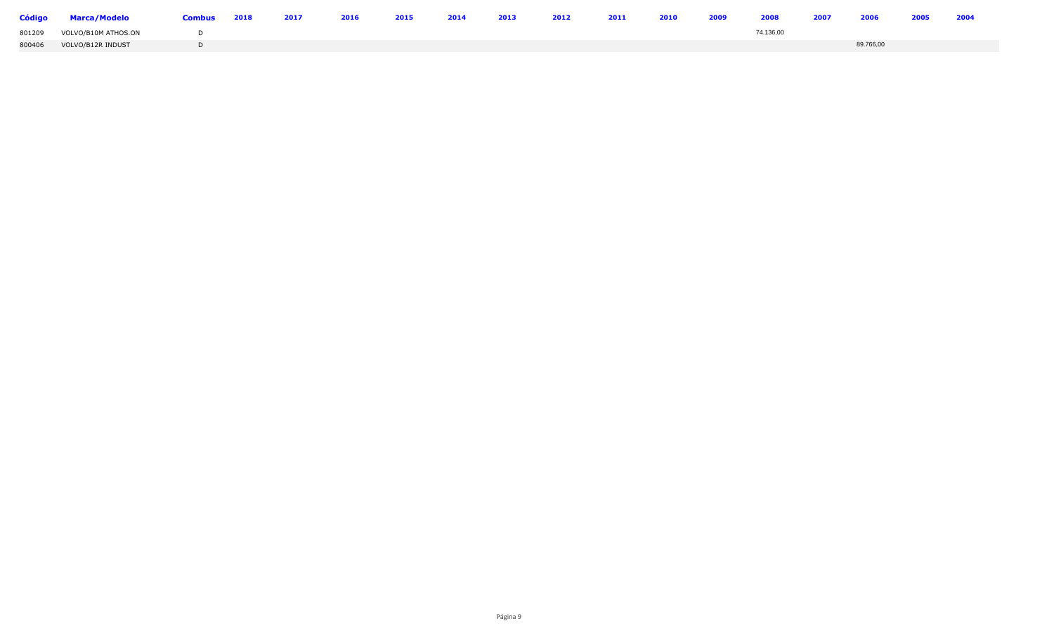| Código | Marca/Modelo | Combus | 2018 | 2017 | 2016 | 2015 | 2014 | 2013 | 2012 | 2011 | 2010 | 2009 | 2008 | 2007 | 2006 | 2005 | 2004 |
|---|---|---|---|---|---|---|---|---|---|---|---|---|---|---|---|---|---|
| 801209 | VOLVO/B10M ATHOS.ON | D | | | | | | | | | | | 74.136,00 | | | | |
| 800406 | VOLVO/B12R INDUST | D | | | | | | | | | | | | | 89.766,00 | | |